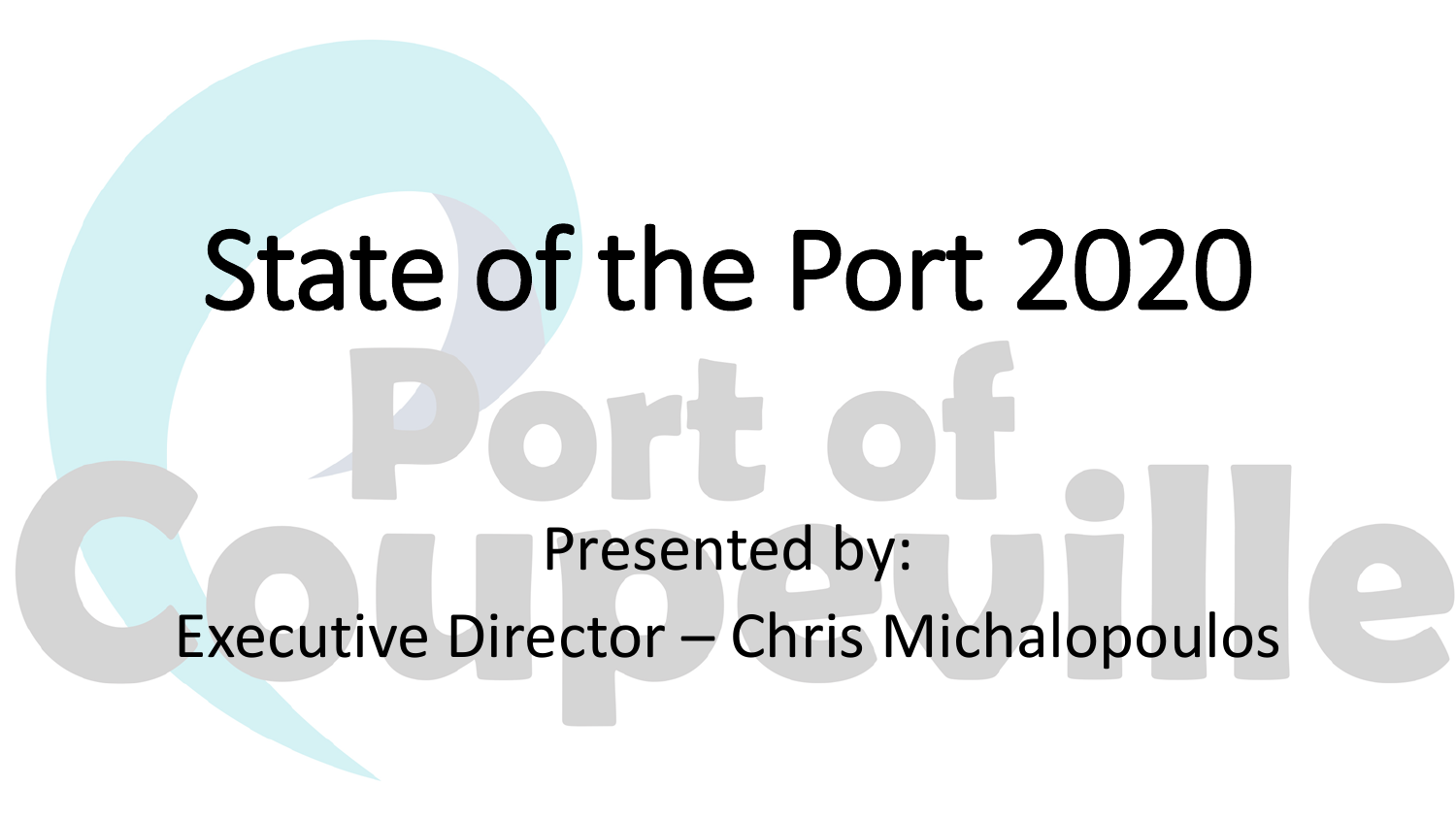# State of the Port 2020

Presented by:

Executive Director – Chris Michalopoulos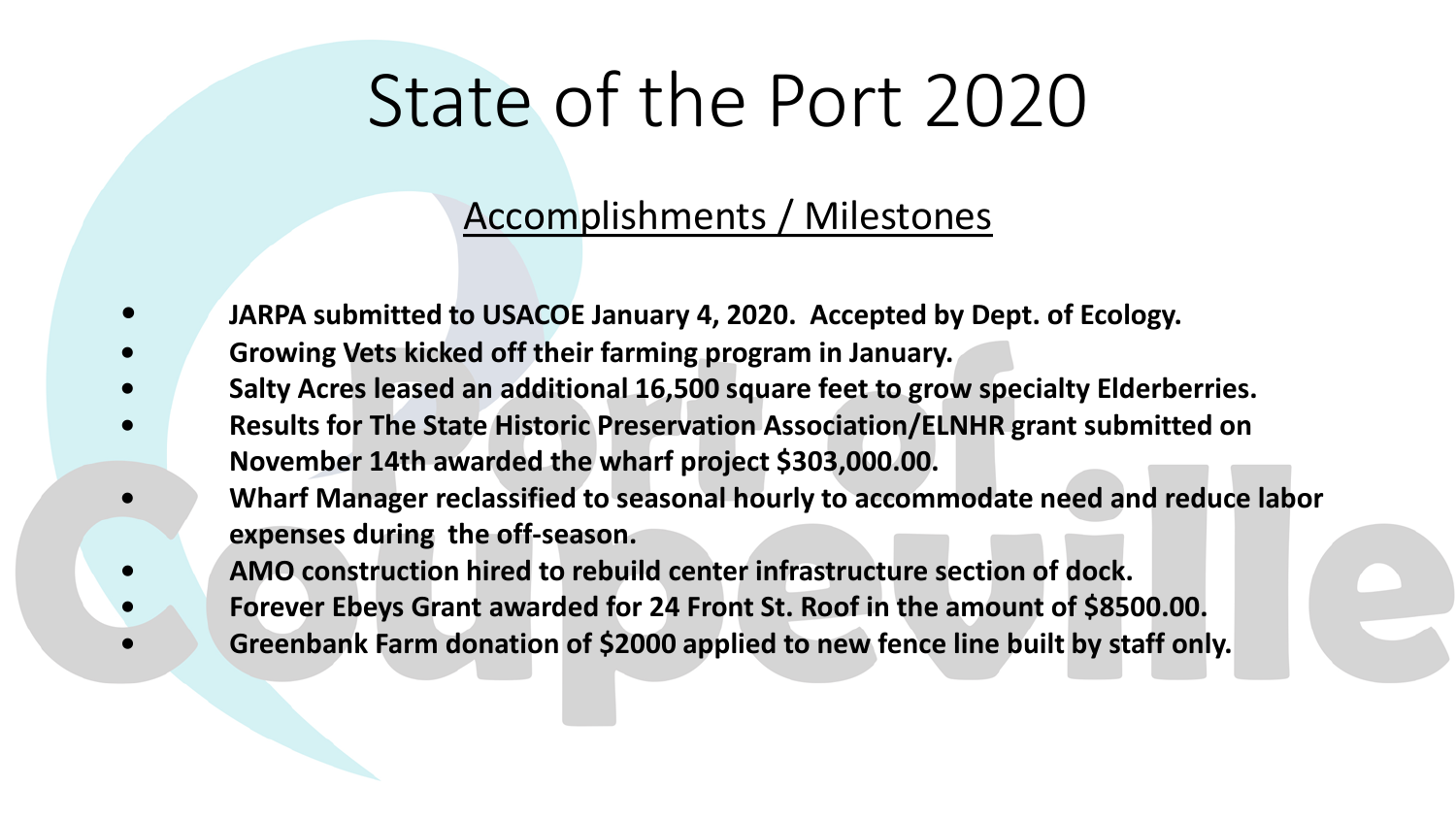# State of the Port 2020

## Accomplishments / Milestones

- **JARPA submitted to USACOE January 4, 2020. Accepted by Dept. of Ecology.**
- **Growing Vets kicked off their farming program in January.**
- **Salty Acres leased an additional 16,500 square feet to grow specialty Elderberries.**
- **Results for The State Historic Preservation Association/ELNHR grant submitted on November 14th awarded the wharf project $303,000.00.**
- **Wharf Manager reclassified to seasonal hourly to accommodate need and reduce labor expenses during the off-season.**
- **AMO construction hired to rebuild center infrastructure section of dock.**
- **Forever Ebeys Grant awarded for 24 Front St. Roof in the amount of $8500.00.**
- **Greenbank Farm donation of $2000 applied to new fence line built by staff only.**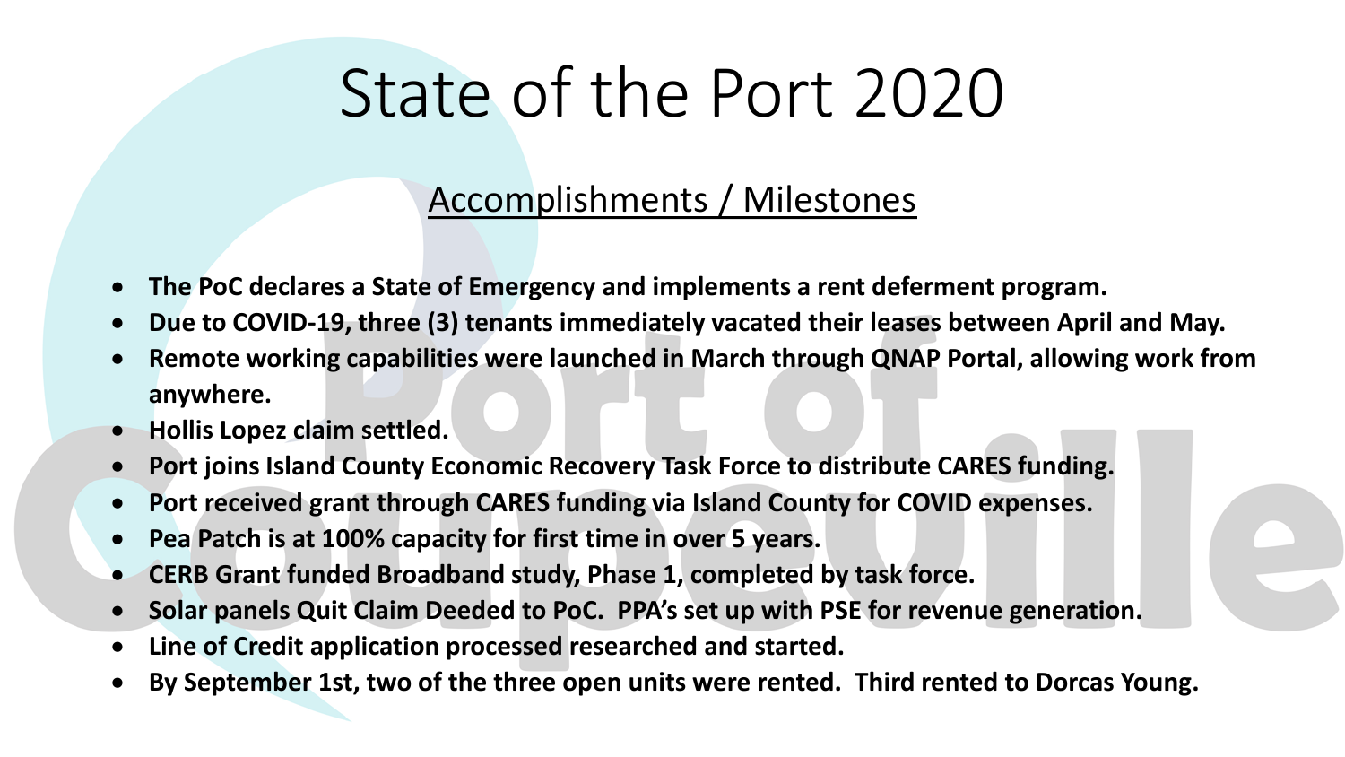# State of the Port 2020

## Accomplishments / Milestones

- **The PoC declares a State of Emergency and implements a rent deferment program.**
- **Due to COVID-19, three (3) tenants immediately vacated their leases between April and May.**
- **Remote working capabilities were launched in March through QNAP Portal, allowing work from anywhere.**
- **Hollis Lopez claim settled.**
- **Port joins Island County Economic Recovery Task Force to distribute CARES funding.**
- **Port received grant through CARES funding via Island County for COVID expenses.**
- **Pea Patch is at 100% capacity for first time in over 5 years.**
- **CERB Grant funded Broadband study, Phase 1, completed by task force.**
- **Solar panels Quit Claim Deeded to PoC. PPA's set up with PSE for revenue generation.**
- **Line of Credit application processed researched and started.**
- **By September 1st, two of the three open units were rented. Third rented to Dorcas Young.**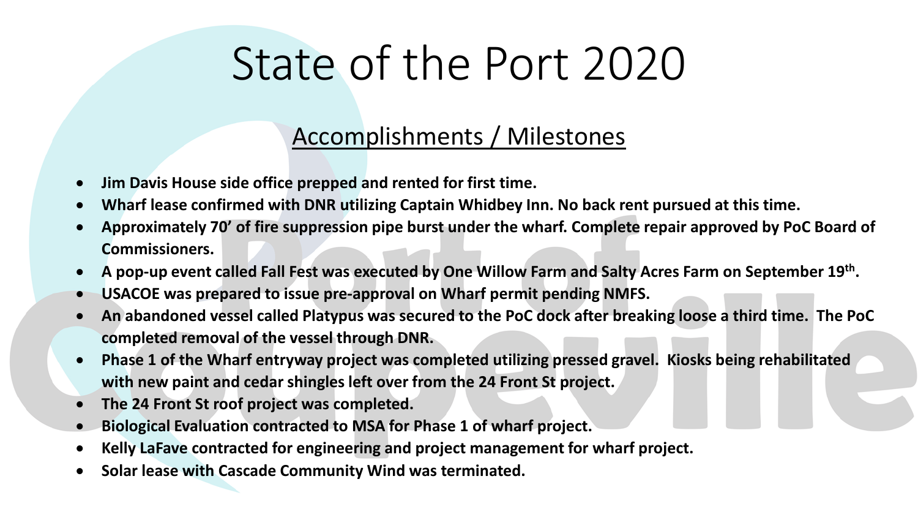# State of the Port 2020

## Accomplishments / Milestones

- **Jim Davis House side office prepped and rented for first time.**
- **Wharf lease confirmed with DNR utilizing Captain Whidbey Inn. No back rent pursued at this time.**
- **Approximately 70' of fire suppression pipe burst under the wharf. Complete repair approved by PoC Board of Commissioners.**
- **A pop-up event called Fall Fest was executed by One Willow Farm and Salty Acres Farm on September 19th.**
- **USACOE was prepared to issue pre-approval on Wharf permit pending NMFS.**
- **An abandoned vessel called Platypus was secured to the PoC dock after breaking loose a third time. The PoC completed removal of the vessel through DNR.**
- **Phase 1 of the Wharf entryway project was completed utilizing pressed gravel. Kiosks being rehabilitated with new paint and cedar shingles left over from the 24 Front St project.**
- **The 24 Front St roof project was completed.**
- **Biological Evaluation contracted to MSA for Phase 1 of wharf project.**
- **Kelly LaFave contracted for engineering and project management for wharf project.**
- **Solar lease with Cascade Community Wind was terminated.**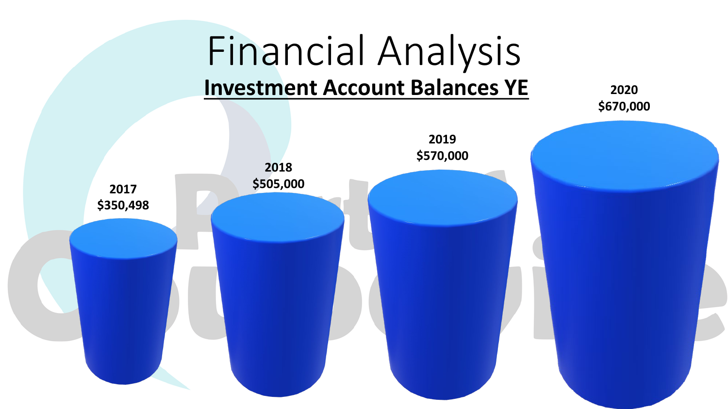# Financial Analysis

## Investment Account Balances YE

2017
$350,498

2018
$505,000

2019
$570,000

2020
$670,000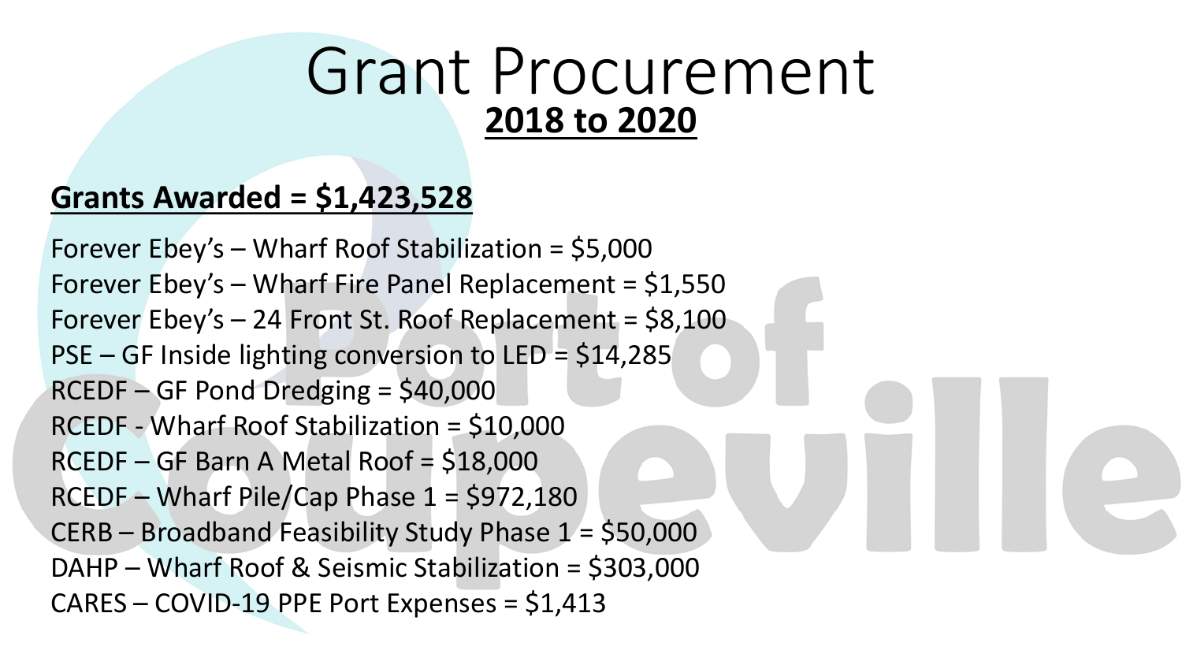# Grant Procurement

## 2018 to 2020

**Grants Awarded = $1,423,528**

Forever Ebey's – Wharf Roof Stabilization = $5,000
Forever Ebey's – Wharf Fire Panel Replacement = $1,550
Forever Ebey's – 24 Front St. Roof Replacement = $8,100
PSE – GF Inside lighting conversion to LED = $14,285
RCEDF – GF Pond Dredging = $40,000
RCEDF - Wharf Roof Stabilization = $10,000
RCEDF – GF Barn A Metal Roof = $18,000
RCEDF – Wharf Pile/Cap Phase 1 = $972,180
CERB – Broadband Feasibility Study Phase 1 = $50,000
DAHP – Wharf Roof & Seismic Stabilization = $303,000
CARES – COVID-19 PPE Port Expenses = $1,413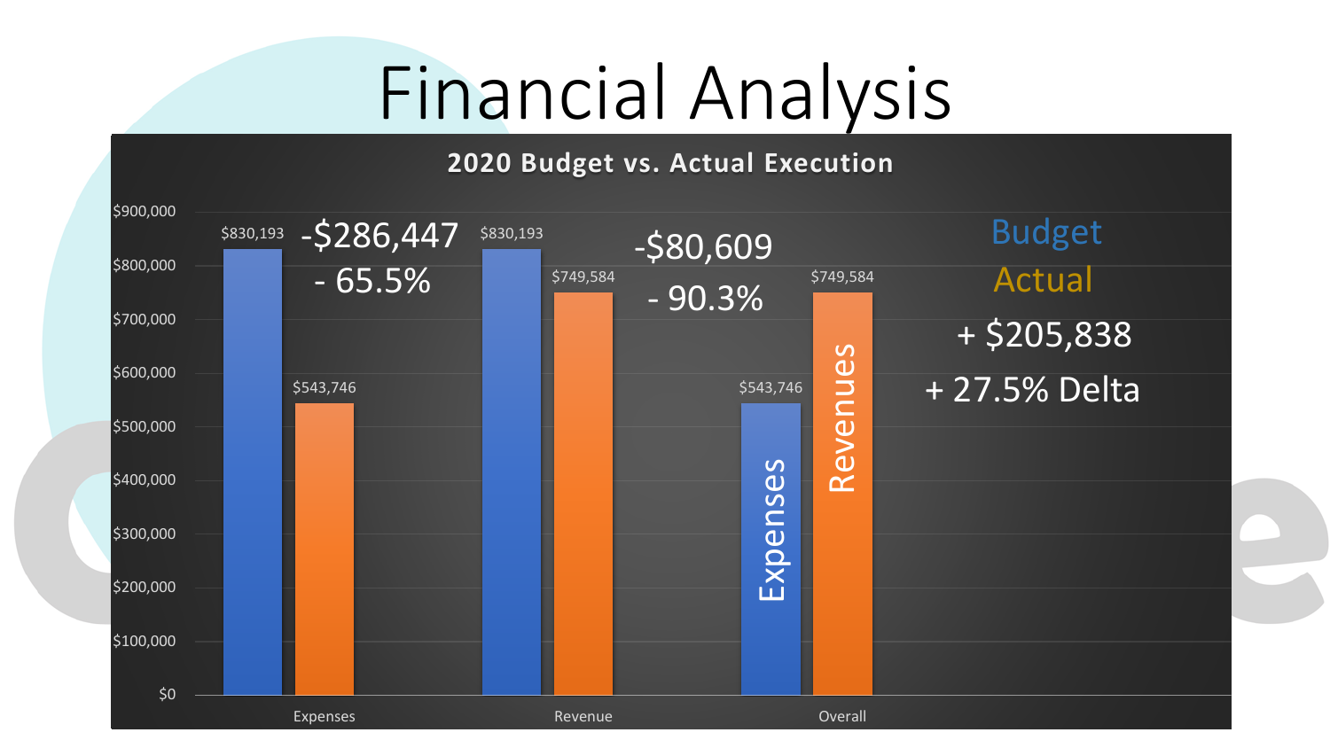# Financial Analysis

**2020 Budget vs. Actual Execution**

| | Budget | Actual |
| --- | --- | --- |
| Expenses | $830,193 | $543,746 |
| Revenue | $830,193 | $749,584 |
| Overall (Expenses / Revenues) | $543,746 | $749,584 |

Expenses: -$286,447 - 65.5%

Revenue: -$80,609 - 90.3%

Overall: + $205,838 + 27.5% Delta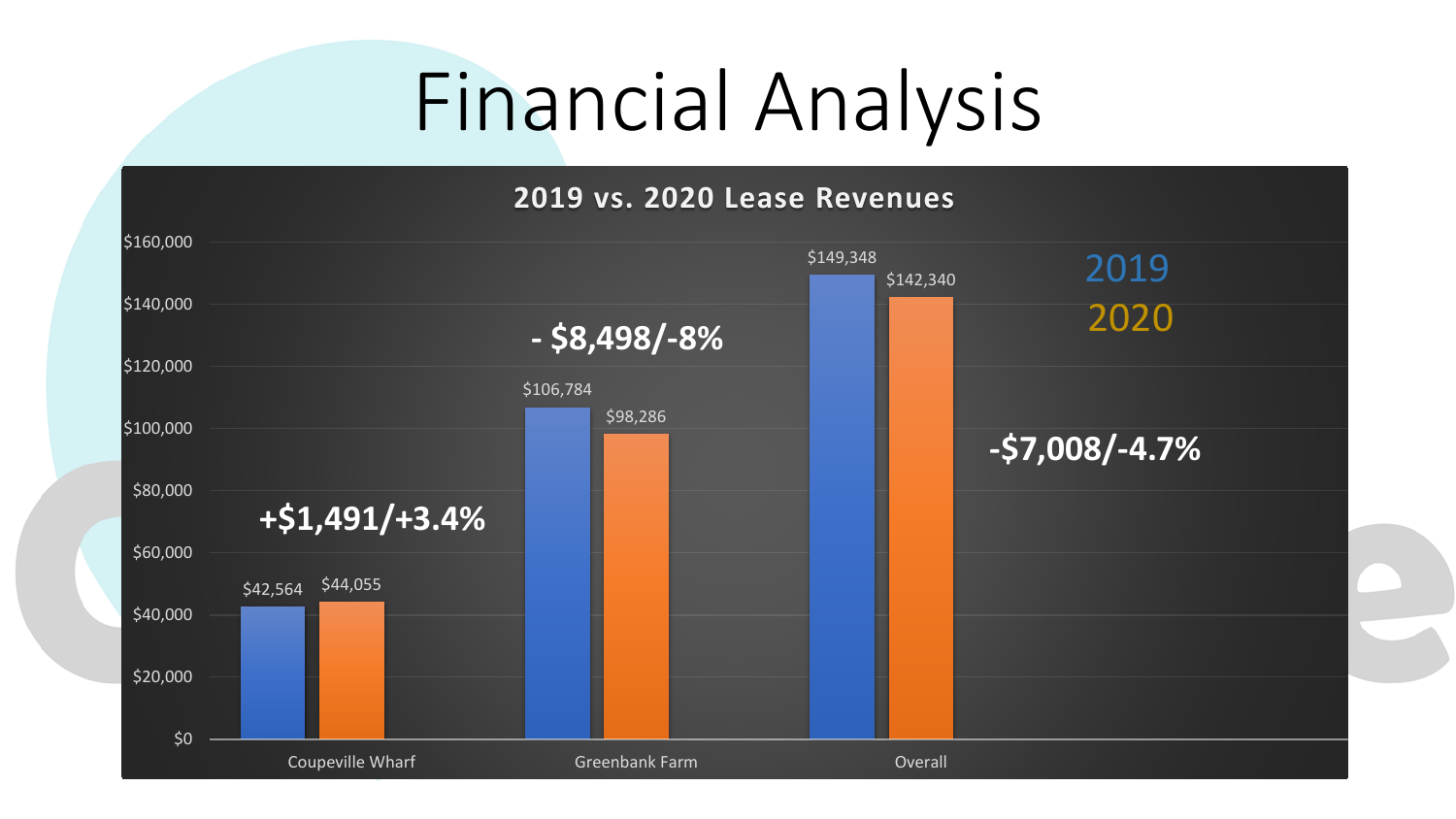# Financial Analysis

## 2019 vs. 2020 Lease Revenues

| | 2019 | 2020 | Change |
|---|---|---|---|
| Coupeville Wharf | $42,564 | $44,055 | +$1,491/+3.4% |
| Greenbank Farm | $106,784 | $98,286 | - $8,498/-8% |
| Overall | $149,348 | $142,340 | -$7,008/-4.7% |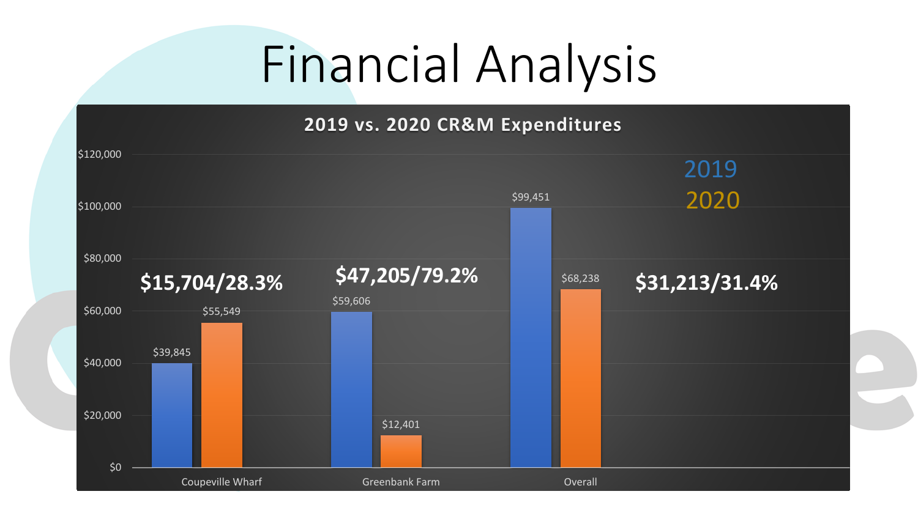# Financial Analysis

**2019 vs. 2020 CR&M Expenditures**

| | 2019 | 2020 | Difference |
|---|---|---|---|
| Coupeville Wharf | $39,845 | $55,549 | $15,704/28.3% |
| Greenbank Farm | $59,606 | $12,401 | $47,205/79.2% |
| Overall | $99,451 | $68,238 | $31,213/31.4% |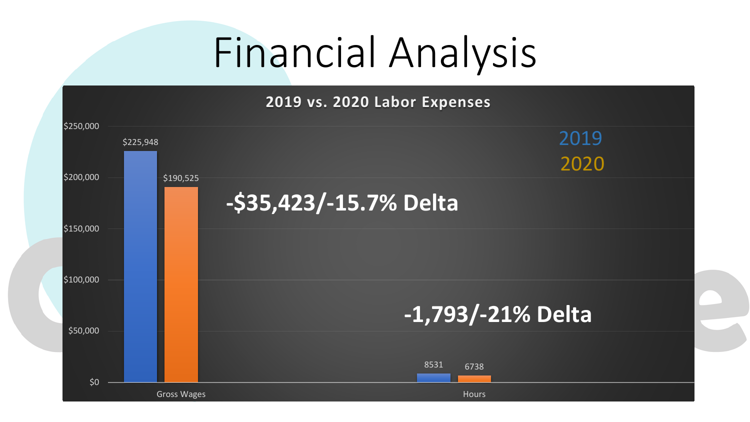# Financial Analysis

**2019 vs. 2020 Labor Expenses**

| | 2019 | 2020 | Delta |
|---|---|---|---|
| Gross Wages | $225,948 | $190,525 | -$35,423/-15.7% Delta |
| Hours | 8531 | 6738 | -1,793/-21% Delta |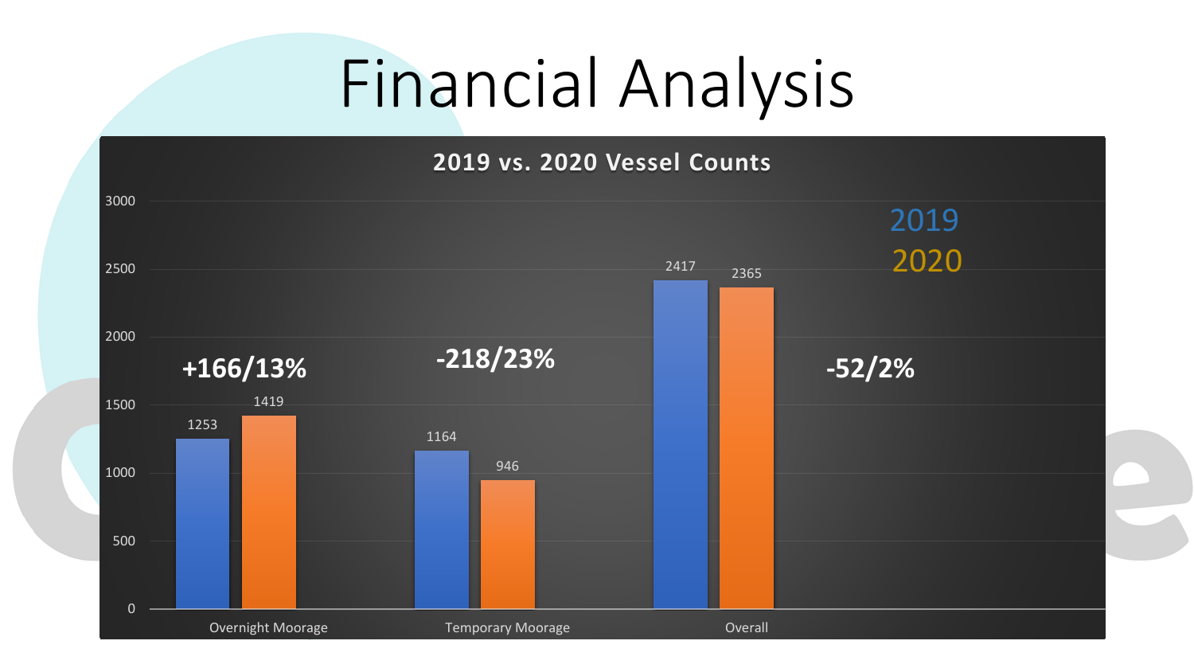# Financial Analysis

**2019 vs. 2020 Vessel Counts**

| | 2019 | 2020 | Change |
|---|---|---|---|
| Overnight Moorage | 1253 | 1419 | +166/13% |
| Temporary Moorage | 1164 | 946 | -218/23% |
| Overall | 2417 | 2365 | -52/2% |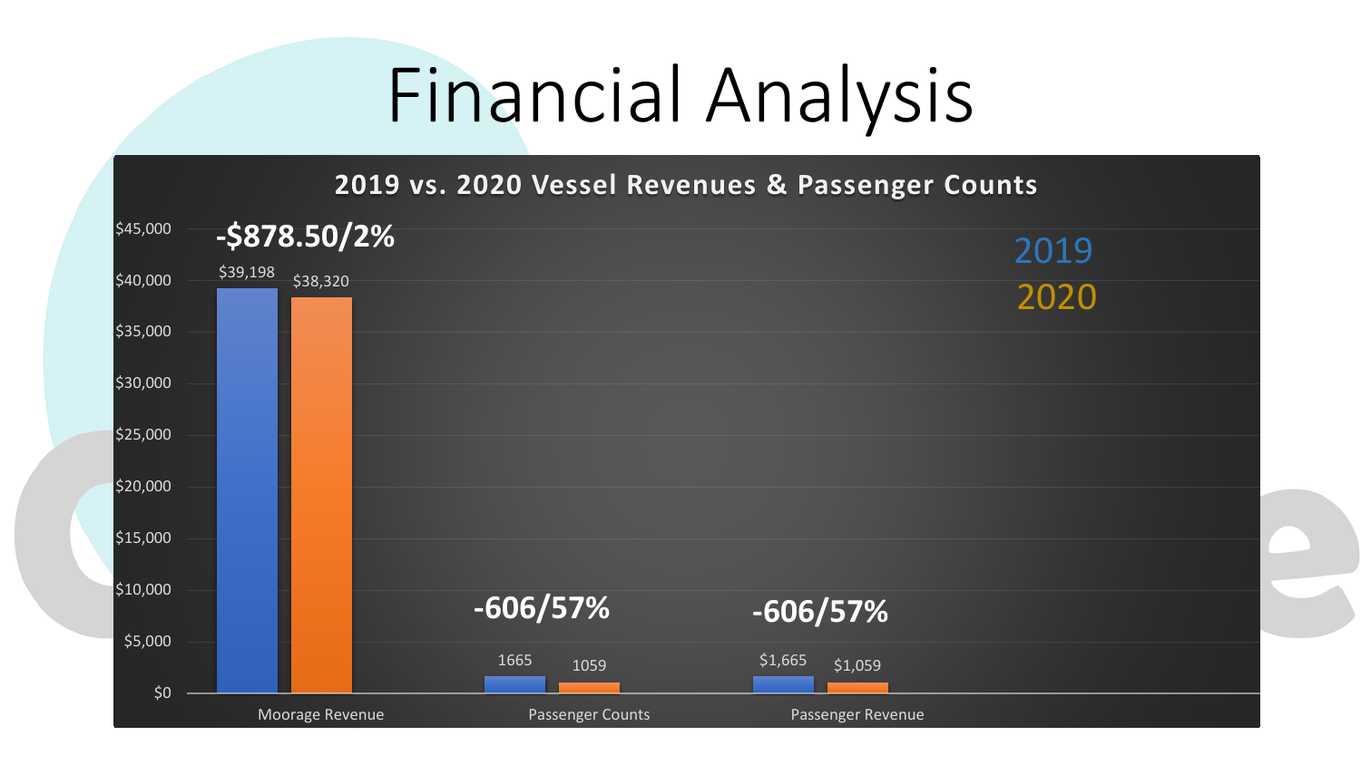# Financial Analysis

**2019 vs. 2020 Vessel Revenues & Passenger Counts**

| | 2019 | 2020 | Change |
| --- | --- | --- | --- |
| Moorage Revenue | $39,198 | $38,320 | -$878.50/2% |
| Passenger Counts | 1665 | 1059 | -606/57% |
| Passenger Revenue | $1,665 | $1,059 | -606/57% |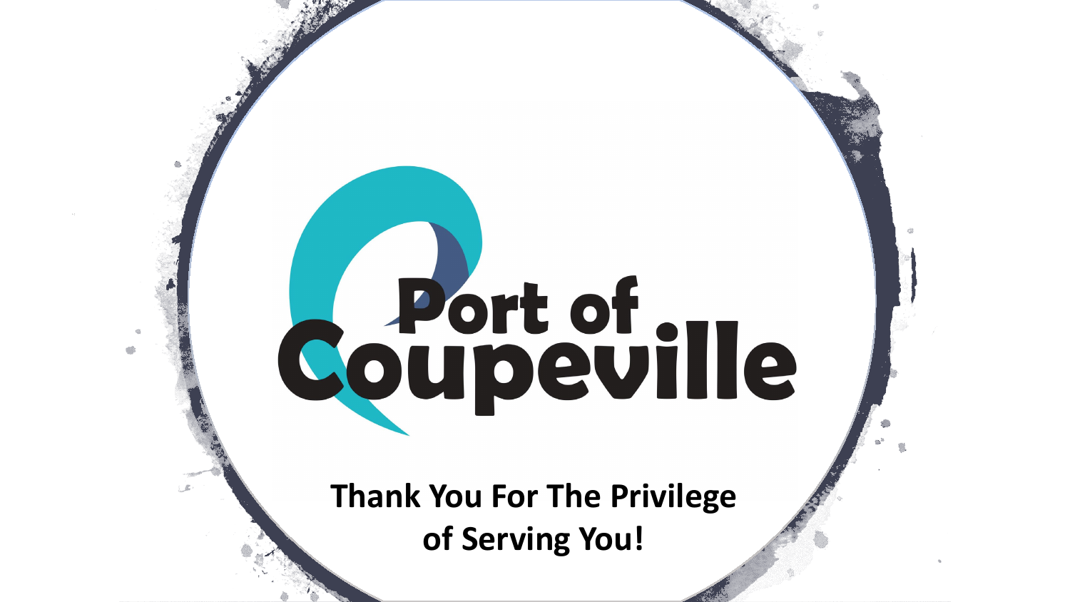Port of Coupeville

**Thank You For The Privilege of Serving You!**